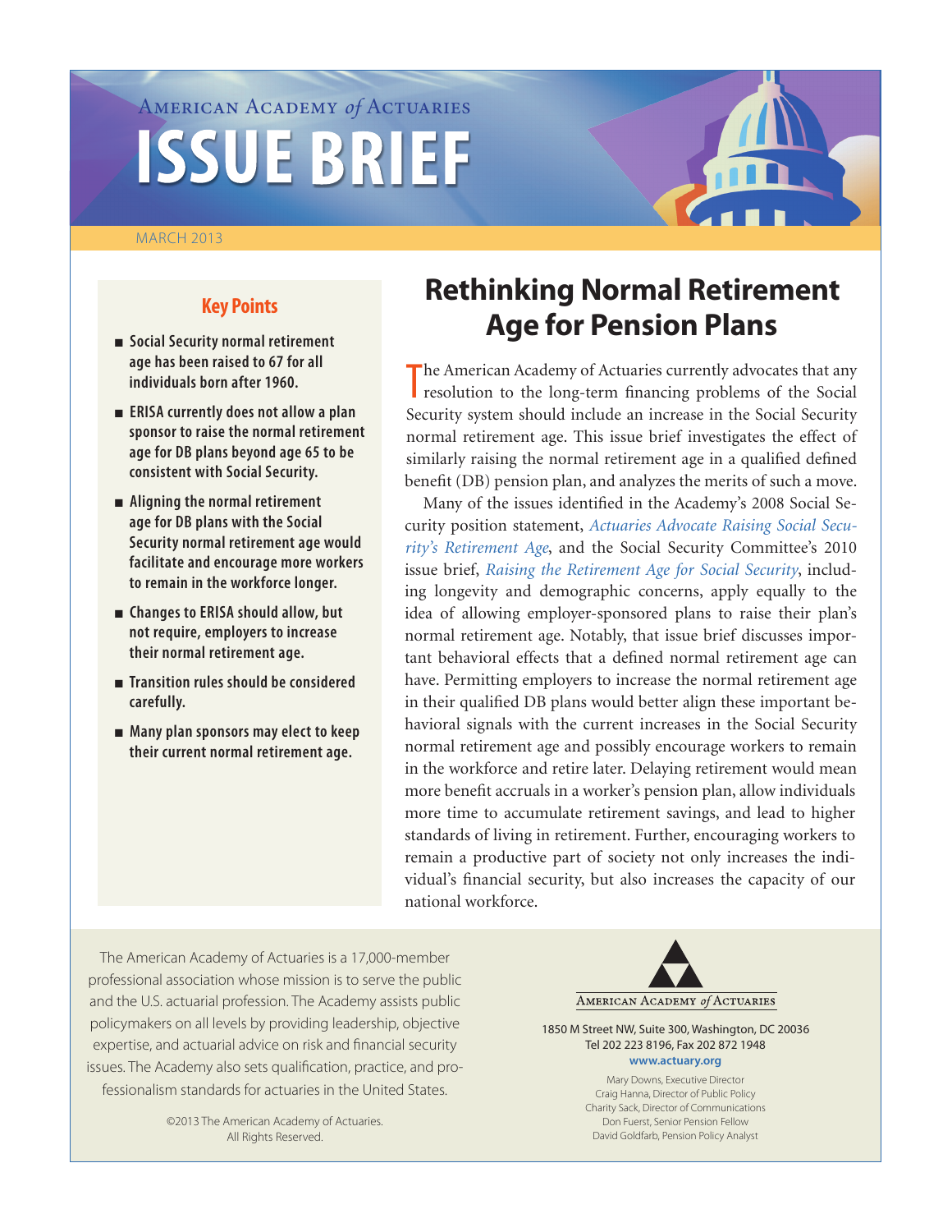American Academy *of* Actuaries

# ISSUE BRIEF

MARCH 2013

## Key Points

- Social Security normal retirement age has been raised to 67 for all individuals born after 1960.
- ERISA currently does not allow a plan sponsor to raise the normal retirement age for DB plans beyond age 65 to be consistent with Social Security.
- Aligning the normal retirement age for DB plans with the Social Security normal retirement age would facilitate and encourage more workers to remain in the workforce longer.
- Changes to ERISA should allow, but not require, employers to increase their normal retirement age.
- Transition rules should be considered carefully.
- Many plan sponsors may elect to keep their current normal retirement age.

# Rethinking Normal Retirement Age for Pension Plans

The American Academy of Actuaries currently advocates that any resolution to the long-term financing problems of the Social Security system should include an increase in the Social Security normal retirement age. This issue brief investigates the effect of similarly raising the normal retirement age in a qualified defined benefit (DB) pension plan, and analyzes the merits of such a move.

Many of the issues identified in the Academy's 2008 Social Security position statement, *Actuaries Advocate Raising Social Security's Retirement Age*, and the Social Security Committee's 2010 issue brief, *Raising the Retirement Age for Social Security*, including longevity and demographic concerns, apply equally to the idea of allowing employer-sponsored plans to raise their plan's normal retirement age. Notably, that issue brief discusses important behavioral effects that a defined normal retirement age can have. Permitting employers to increase the normal retirement age in their qualified DB plans would better align these important behavioral signals with the current increases in the Social Security normal retirement age and possibly encourage workers to remain in the workforce and retire later. Delaying retirement would mean more benefit accruals in a worker's pension plan, allow individuals more time to accumulate retirement savings, and lead to higher standards of living in retirement. Further, encouraging workers to remain a productive part of society not only increases the individual's financial security, but also increases the capacity of our national workforce.

The American Academy of Actuaries is a 17,000-member professional association whose mission is to serve the public and the U.S. actuarial profession. The Academy assists public policymakers on all levels by providing leadership, objective expertise, and actuarial advice on risk and financial security issues. The Academy also sets qualification, practice, and professionalism standards for actuaries in the United States.

©2013 The American Academy of Actuaries. All Rights Reserved.

American Academy *of* Actuaries

1850 M Street NW, Suite 300, Washington, DC 20036
Tel 202 223 8196, Fax 202 872 1948
www.actuary.org

Mary Downs, Executive Director
Craig Hanna, Director of Public Policy
Charity Sack, Director of Communications
Don Fuerst, Senior Pension Fellow
David Goldfarb, Pension Policy Analyst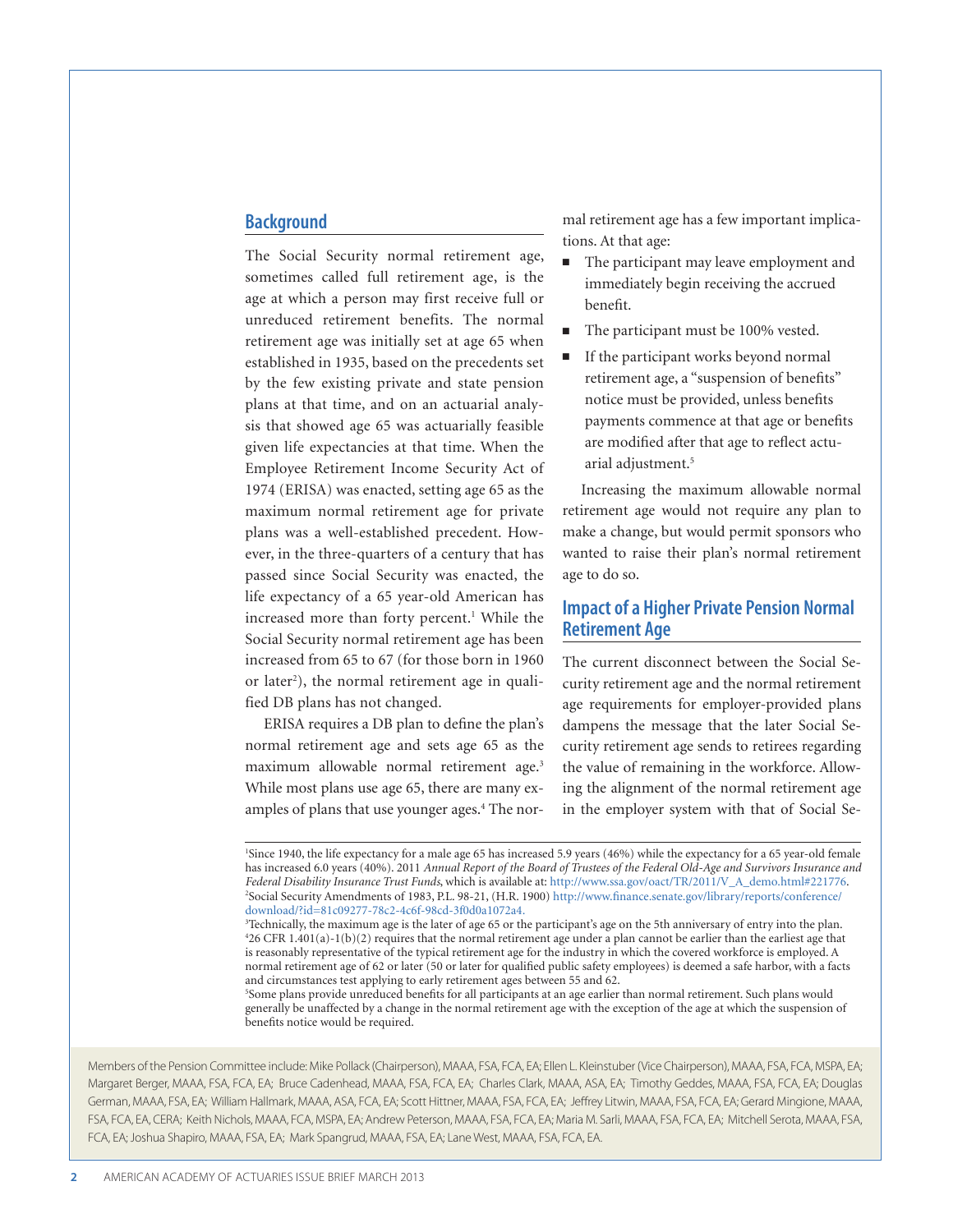## Background

The Social Security normal retirement age, sometimes called full retirement age, is the age at which a person may first receive full or unreduced retirement benefits. The normal retirement age was initially set at age 65 when established in 1935, based on the precedents set by the few existing private and state pension plans at that time, and on an actuarial analysis that showed age 65 was actuarially feasible given life expectancies at that time. When the Employee Retirement Income Security Act of 1974 (ERISA) was enacted, setting age 65 as the maximum normal retirement age for private plans was a well-established precedent. However, in the three-quarters of a century that has passed since Social Security was enacted, the life expectancy of a 65 year-old American has increased more than forty percent.[1] While the Social Security normal retirement age has been increased from 65 to 67 (for those born in 1960 or later[2]), the normal retirement age in qualified DB plans has not changed.

ERISA requires a DB plan to define the plan's normal retirement age and sets age 65 as the maximum allowable normal retirement age.[3] While most plans use age 65, there are many examples of plans that use younger ages.[4] The normal retirement age has a few important implications. At that age:

- The participant may leave employment and immediately begin receiving the accrued benefit.
- The participant must be 100% vested.
- If the participant works beyond normal retirement age, a "suspension of benefits" notice must be provided, unless benefits payments commence at that age or benefits are modified after that age to reflect actuarial adjustment.[5]

Increasing the maximum allowable normal retirement age would not require any plan to make a change, but would permit sponsors who wanted to raise their plan's normal retirement age to do so.

## Impact of a Higher Private Pension Normal Retirement Age

The current disconnect between the Social Security retirement age and the normal retirement age requirements for employer-provided plans dampens the message that the later Social Security retirement age sends to retirees regarding the value of remaining in the workforce. Allowing the alignment of the normal retirement age in the employer system with that of Social Se-

---

[1] Since 1940, the life expectancy for a male age 65 has increased 5.9 years (46%) while the expectancy for a 65 year-old female has increased 6.0 years (40%). 2011 *Annual Report of the Board of Trustees of the Federal Old-Age and Survivors Insurance and Federal Disability Insurance Trust Funds*, which is available at: http://www.ssa.gov/oact/TR/2011/V_A_demo.html#221776.

[2] Social Security Amendments of 1983, P.L. 98-21, (H.R. 1900) http://www.finance.senate.gov/library/reports/conference/download/?id=81c09277-78c2-4c6f-98cd-3f0d0a1072a4.

[3] Technically, the maximum age is the later of age 65 or the participant's age on the 5th anniversary of entry into the plan.

[4] 26 CFR 1.401(a)-1(b)(2) requires that the normal retirement age under a plan cannot be earlier than the earliest age that is reasonably representative of the typical retirement age for the industry in which the covered workforce is employed. A normal retirement age of 62 or later (50 or later for qualified public safety employees) is deemed a safe harbor, with a facts and circumstances test applying to early retirement ages between 55 and 62.

[5] Some plans provide unreduced benefits for all participants at an age earlier than normal retirement. Such plans would generally be unaffected by a change in the normal retirement age with the exception of the age at which the suspension of benefits notice would be required.

---

Members of the Pension Committee include: Mike Pollack (Chairperson), MAAA, FSA, FCA, EA; Ellen L. Kleinstuber (Vice Chairperson), MAAA, FSA, FCA, MSPA, EA; Margaret Berger, MAAA, FSA, FCA, EA; Bruce Cadenhead, MAAA, FSA, FCA, EA; Charles Clark, MAAA, ASA, EA; Timothy Geddes, MAAA, FSA, FCA, EA; Douglas German, MAAA, FSA, EA; William Hallmark, MAAA, ASA, FCA, EA; Scott Hittner, MAAA, FSA, FCA, EA; Jeffrey Litwin, MAAA, FSA, FCA, EA; Gerard Mingione, MAAA, FSA, FCA, EA, CERA; Keith Nichols, MAAA, FCA, MSPA, EA; Andrew Peterson, MAAA, FSA, FCA, EA; Maria M. Sarli, MAAA, FSA, FCA, EA; Mitchell Serota, MAAA, FSA, FCA, EA; Joshua Shapiro, MAAA, FSA, EA; Mark Spangrud, MAAA, FSA, EA; Lane West, MAAA, FSA, FCA, EA.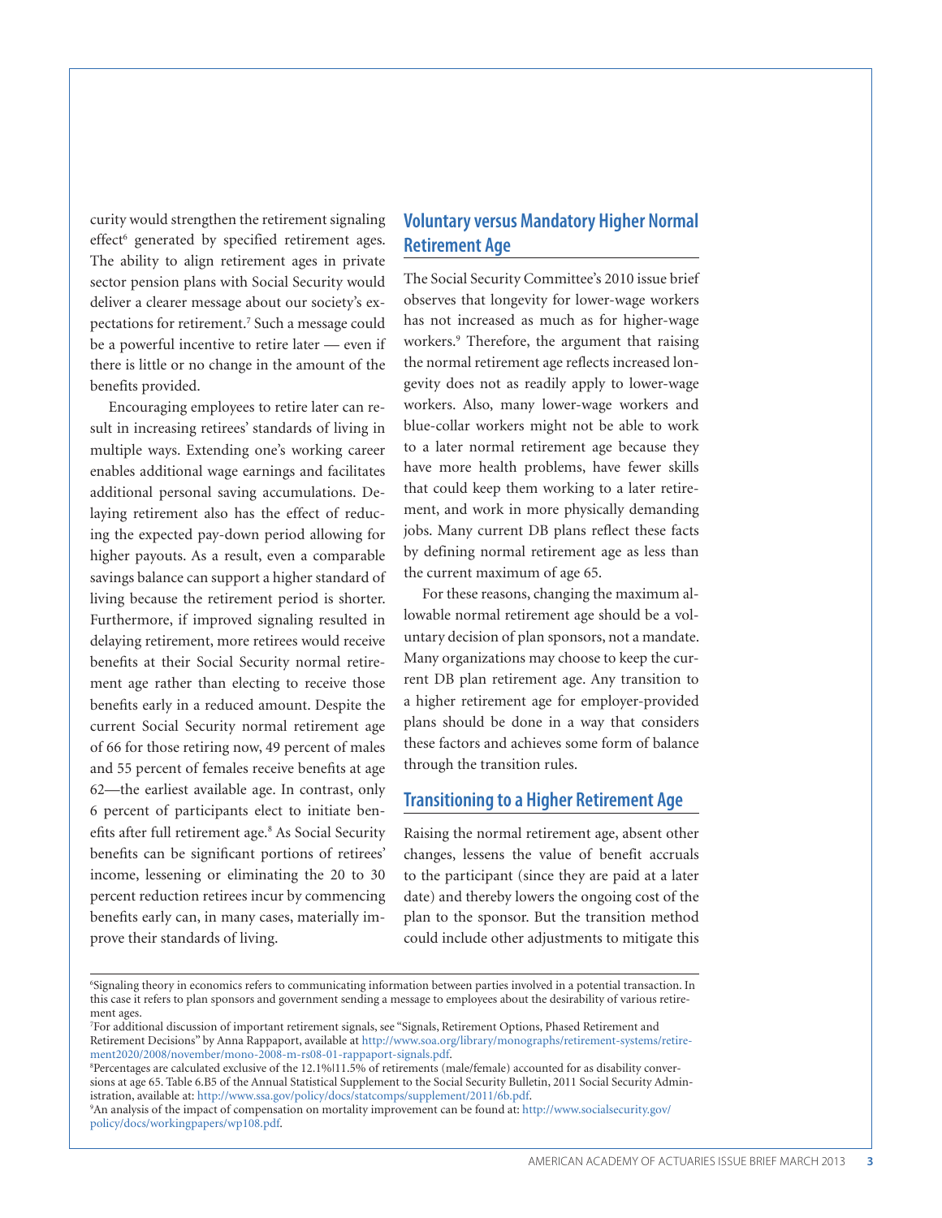curity would strengthen the retirement signaling effect[6] generated by specified retirement ages. The ability to align retirement ages in private sector pension plans with Social Security would deliver a clearer message about our society's expectations for retirement.[7] Such a message could be a powerful incentive to retire later — even if there is little or no change in the amount of the benefits provided.

Encouraging employees to retire later can result in increasing retirees' standards of living in multiple ways. Extending one's working career enables additional wage earnings and facilitates additional personal saving accumulations. Delaying retirement also has the effect of reducing the expected pay-down period allowing for higher payouts. As a result, even a comparable savings balance can support a higher standard of living because the retirement period is shorter. Furthermore, if improved signaling resulted in delaying retirement, more retirees would receive benefits at their Social Security normal retirement age rather than electing to receive those benefits early in a reduced amount. Despite the current Social Security normal retirement age of 66 for those retiring now, 49 percent of males and 55 percent of females receive benefits at age 62—the earliest available age. In contrast, only 6 percent of participants elect to initiate benefits after full retirement age.[8] As Social Security benefits can be significant portions of retirees' income, lessening or eliminating the 20 to 30 percent reduction retirees incur by commencing benefits early can, in many cases, materially improve their standards of living.

## Voluntary versus Mandatory Higher Normal Retirement Age

The Social Security Committee's 2010 issue brief observes that longevity for lower-wage workers has not increased as much as for higher-wage workers.[9] Therefore, the argument that raising the normal retirement age reflects increased longevity does not as readily apply to lower-wage workers. Also, many lower-wage workers and blue-collar workers might not be able to work to a later normal retirement age because they have more health problems, have fewer skills that could keep them working to a later retirement, and work in more physically demanding jobs. Many current DB plans reflect these facts by defining normal retirement age as less than the current maximum of age 65.

For these reasons, changing the maximum allowable normal retirement age should be a voluntary decision of plan sponsors, not a mandate. Many organizations may choose to keep the current DB plan retirement age. Any transition to a higher retirement age for employer-provided plans should be done in a way that considers these factors and achieves some form of balance through the transition rules.

## Transitioning to a Higher Retirement Age

Raising the normal retirement age, absent other changes, lessens the value of benefit accruals to the participant (since they are paid at a later date) and thereby lowers the ongoing cost of the plan to the sponsor. But the transition method could include other adjustments to mitigate this

---

[6] Signaling theory in economics refers to communicating information between parties involved in a potential transaction. In this case it refers to plan sponsors and government sending a message to employees about the desirability of various retirement ages.

[7] For additional discussion of important retirement signals, see "Signals, Retirement Options, Phased Retirement and Retirement Decisions" by Anna Rappaport, available at http://www.soa.org/library/monographs/retirement-systems/retirement2020/2008/november/mono-2008-m-rs08-01-rappaport-signals.pdf.

[8] Percentages are calculated exclusive of the 12.1%|11.5% of retirements (male/female) accounted for as disability conversions at age 65. Table 6.B5 of the Annual Statistical Supplement to the Social Security Bulletin, 2011 Social Security Administration, available at: http://www.ssa.gov/policy/docs/statcomps/supplement/2011/6b.pdf.

[9] An analysis of the impact of compensation on mortality improvement can be found at: http://www.socialsecurity.gov/policy/docs/workingpapers/wp108.pdf.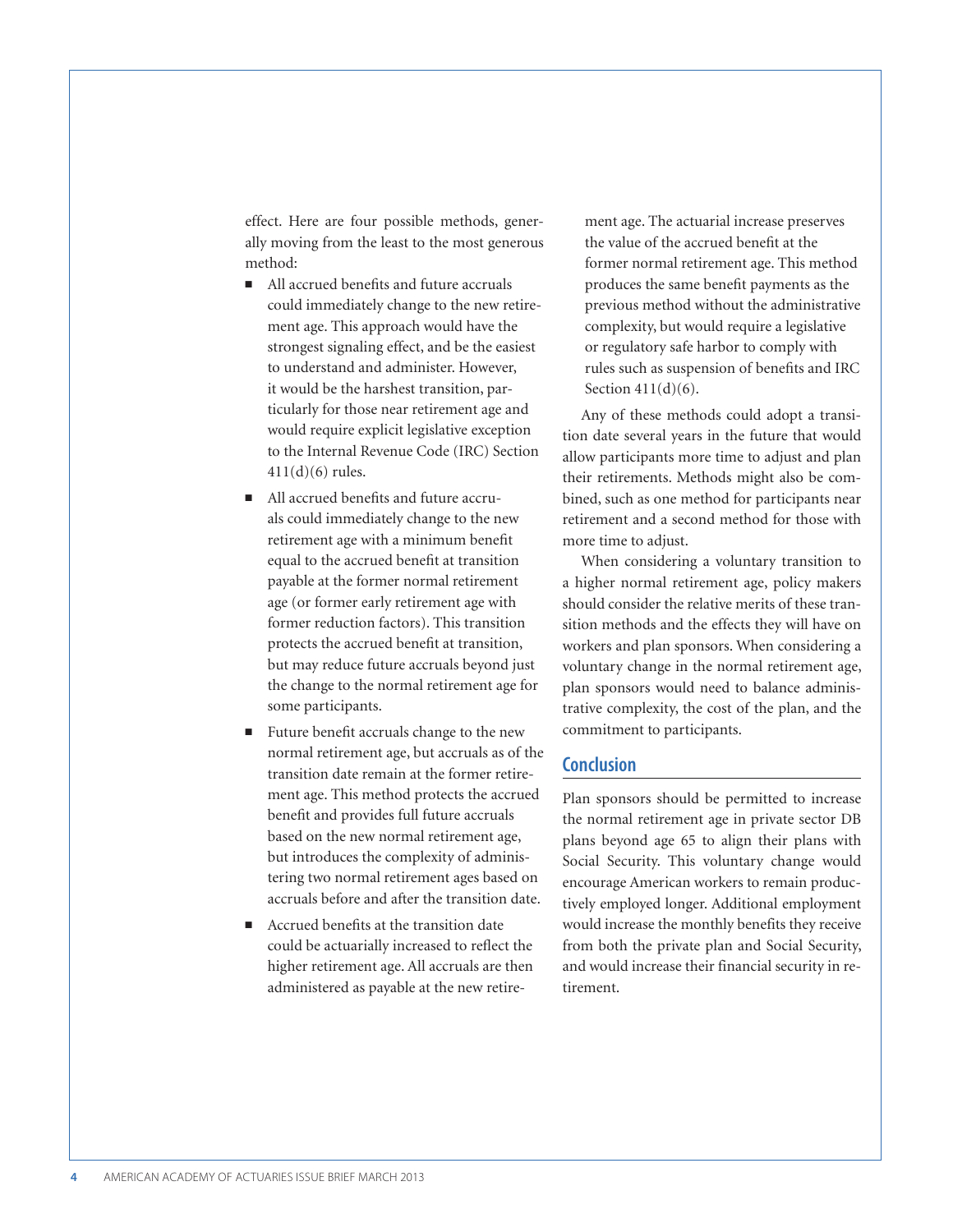effect. Here are four possible methods, generally moving from the least to the most generous method:

- All accrued benefits and future accruals could immediately change to the new retirement age. This approach would have the strongest signaling effect, and be the easiest to understand and administer. However, it would be the harshest transition, particularly for those near retirement age and would require explicit legislative exception to the Internal Revenue Code (IRC) Section 411(d)(6) rules.
- All accrued benefits and future accruals could immediately change to the new retirement age with a minimum benefit equal to the accrued benefit at transition payable at the former normal retirement age (or former early retirement age with former reduction factors). This transition protects the accrued benefit at transition, but may reduce future accruals beyond just the change to the normal retirement age for some participants.
- Future benefit accruals change to the new normal retirement age, but accruals as of the transition date remain at the former retirement age. This method protects the accrued benefit and provides full future accruals based on the new normal retirement age, but introduces the complexity of administering two normal retirement ages based on accruals before and after the transition date.
- Accrued benefits at the transition date could be actuarially increased to reflect the higher retirement age. All accruals are then administered as payable at the new retirement age. The actuarial increase preserves the value of the accrued benefit at the former normal retirement age. This method produces the same benefit payments as the previous method without the administrative complexity, but would require a legislative or regulatory safe harbor to comply with rules such as suspension of benefits and IRC Section 411(d)(6).

Any of these methods could adopt a transition date several years in the future that would allow participants more time to adjust and plan their retirements. Methods might also be combined, such as one method for participants near retirement and a second method for those with more time to adjust.

When considering a voluntary transition to a higher normal retirement age, policy makers should consider the relative merits of these transition methods and the effects they will have on workers and plan sponsors. When considering a voluntary change in the normal retirement age, plan sponsors would need to balance administrative complexity, the cost of the plan, and the commitment to participants.

## Conclusion

Plan sponsors should be permitted to increase the normal retirement age in private sector DB plans beyond age 65 to align their plans with Social Security. This voluntary change would encourage American workers to remain productively employed longer. Additional employment would increase the monthly benefits they receive from both the private plan and Social Security, and would increase their financial security in retirement.